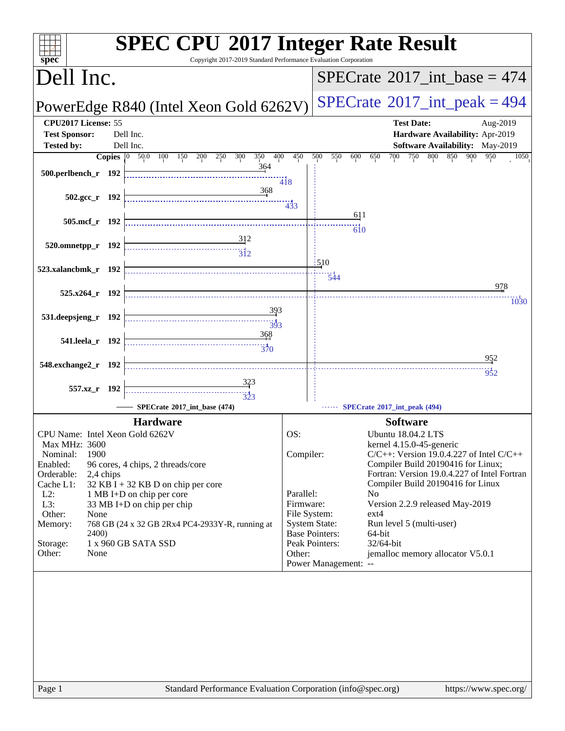# SPEC CPU 2017 Integer Rate Result

Copyright 2017-2019 Standard Performance Evaluation Corporation

## Dell Inc.

**PowerEdge R840 (Intel Xeon Gold 6262V)**

SPECrate 2017_int_base = 474

SPECrate 2017_int_peak = 494

| | | | |
|---|---|---|---|
| **CPU2017 License:** | 55 | **Test Date:** | Aug-2019 |
| **Test Sponsor:** | Dell Inc. | **Hardware Availability:** | Apr-2019 |
| **Tested by:** | Dell Inc. | **Software Availability:** | May-2019 |

| Benchmark | Copies | Base | Peak |
|---|---|---|---|
| 500.perlbench_r | 192 | 364 | 418 |
| 502.gcc_r | 192 | 368 | 433 |
| 505.mcf_r | 192 | 611 | 610 |
| 520.omnetpp_r | 192 | 312 | 312 |
| 523.xalancbmk_r | 192 | 510 | 544 |
| 525.x264_r | 192 | 978 | 1030 |
| 531.deepsjeng_r | 192 | 393 | 393 |
| 541.leela_r | 192 | 368 | 370 |
| 548.exchange2_r | 192 | 952 | 952 |
| 557.xz_r | 192 | 323 | 323 |

SPECrate 2017_int_base (474) — SPECrate 2017_int_peak (494)

### Hardware

| | |
|---|---|
| CPU Name: | Intel Xeon Gold 6262V |
| Max MHz: | 3600 |
| Nominal: | 1900 |
| Enabled: | 96 cores, 4 chips, 2 threads/core |
| Orderable: | 2,4 chips |
| Cache L1: | 32 KB I + 32 KB D on chip per core |
| L2: | 1 MB I+D on chip per core |
| L3: | 33 MB I+D on chip per chip |
| Other: | None |
| Memory: | 768 GB (24 x 32 GB 2Rx4 PC4-2933Y-R, running at 2400) |
| Storage: | 1 x 960 GB SATA SSD |
| Other: | None |

### Software

| | |
|---|---|
| OS: | Ubuntu 18.04.2 LTS kernel 4.15.0-45-generic |
| Compiler: | C/C++: Version 19.0.4.227 of Intel C/C++ Compiler Build 20190416 for Linux; Fortran: Version 19.0.4.227 of Intel Fortran Compiler Build 20190416 for Linux |
| Parallel: | No |
| Firmware: | Version 2.2.9 released May-2019 |
| File System: | ext4 |
| System State: | Run level 5 (multi-user) |
| Base Pointers: | 64-bit |
| Peak Pointers: | 32/64-bit |
| Other: | jemalloc memory allocator V5.0.1 |
| Power Management: | -- |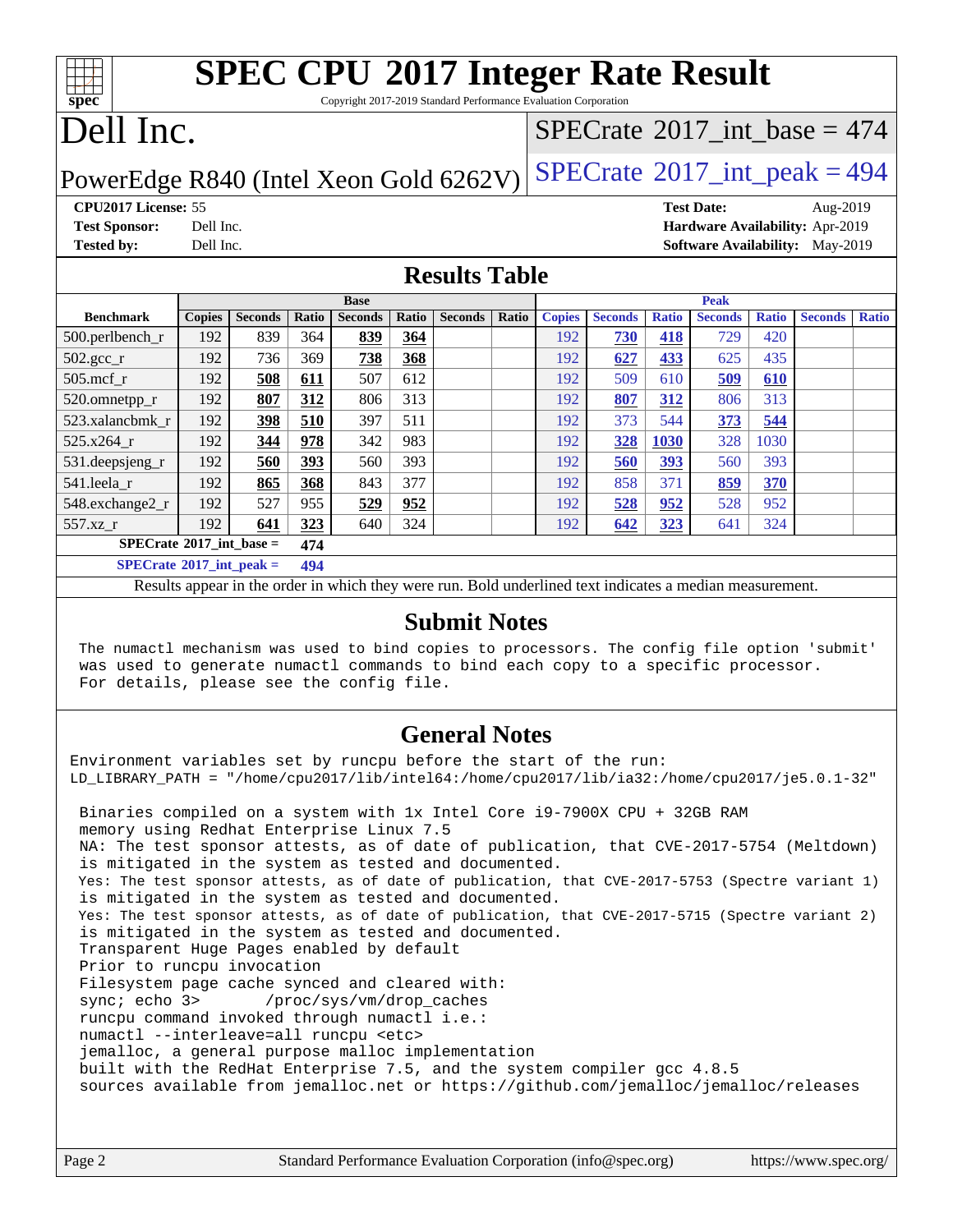# SPEC CPU 2017 Integer Rate Result

Copyright 2017-2019 Standard Performance Evaluation Corporation

# Dell Inc.

PowerEdge R840 (Intel Xeon Gold 6262V)

SPECrate 2017_int_base = 474

SPECrate 2017_int_peak = 494

**CPU2017 License:** 55
**Test Sponsor:** Dell Inc.
**Tested by:** Dell Inc.

**Test Date:** Aug-2019
**Hardware Availability:** Apr-2019
**Software Availability:** May-2019

## Results Table

| Benchmark | Base | | | | | | | Peak | | | | | | |
|---|---|---|---|---|---|---|---|---|---|---|---|---|---|---|
| | Copies | Seconds | Ratio | Seconds | Ratio | Seconds | Ratio | Copies | Seconds | Ratio | Seconds | Ratio | Seconds | Ratio |
| 500.perlbench_r | 192 | 839 | 364 | **839** | **364** | | | 192 | **730** | **418** | 729 | 420 | | |
| 502.gcc_r | 192 | 736 | 369 | **738** | **368** | | | 192 | **627** | **433** | 625 | 435 | | |
| 505.mcf_r | 192 | **508** | **611** | 507 | 612 | | | 192 | 509 | 610 | **509** | **610** | | |
| 520.omnetpp_r | 192 | **807** | **312** | 806 | 313 | | | 192 | **807** | **312** | 806 | 313 | | |
| 523.xalancbmk_r | 192 | **398** | **510** | 397 | 511 | | | 192 | 373 | 544 | **373** | **544** | | |
| 525.x264_r | 192 | **344** | **978** | 342 | 983 | | | 192 | **328** | **1030** | 328 | 1030 | | |
| 531.deepsjeng_r | 192 | **560** | **393** | 560 | 393 | | | 192 | **560** | **393** | 560 | 393 | | |
| 541.leela_r | 192 | **865** | **368** | 843 | 377 | | | 192 | 858 | 371 | **859** | **370** | | |
| 548.exchange2_r | 192 | 527 | 955 | **529** | **952** | | | 192 | **528** | **952** | 528 | 952 | | |
| 557.xz_r | 192 | **641** | **323** | 640 | 324 | | | 192 | **642** | **323** | 641 | 324 | | |

SPECrate 2017_int_base = 474

SPECrate 2017_int_peak = 494

Results appear in the order in which they were run. Bold underlined text indicates a median measurement.

## Submit Notes

```
The numactl mechanism was used to bind copies to processors. The config file option 'submit'
was used to generate numactl commands to bind each copy to a specific processor.
For details, please see the config file.
```

## General Notes

```
Environment variables set by runcpu before the start of the run:
LD_LIBRARY_PATH = "/home/cpu2017/lib/intel64:/home/cpu2017/lib/ia32:/home/cpu2017/je5.0.1-32"

 Binaries compiled on a system with 1x Intel Core i9-7900X CPU + 32GB RAM
 memory using Redhat Enterprise Linux 7.5
 NA: The test sponsor attests, as of date of publication, that CVE-2017-5754 (Meltdown)
 is mitigated in the system as tested and documented.
 Yes: The test sponsor attests, as of date of publication, that CVE-2017-5753 (Spectre variant 1)
 is mitigated in the system as tested and documented.
 Yes: The test sponsor attests, as of date of publication, that CVE-2017-5715 (Spectre variant 2)
 is mitigated in the system as tested and documented.
 Transparent Huge Pages enabled by default
 Prior to runcpu invocation
 Filesystem page cache synced and cleared with:
 sync; echo 3>       /proc/sys/vm/drop_caches
 runcpu command invoked through numactl i.e.:
 numactl --interleave=all runcpu <etc>
 jemalloc, a general purpose malloc implementation
 built with the RedHat Enterprise 7.5, and the system compiler gcc 4.8.5
 sources available from jemalloc.net or https://github.com/jemalloc/jemalloc/releases
```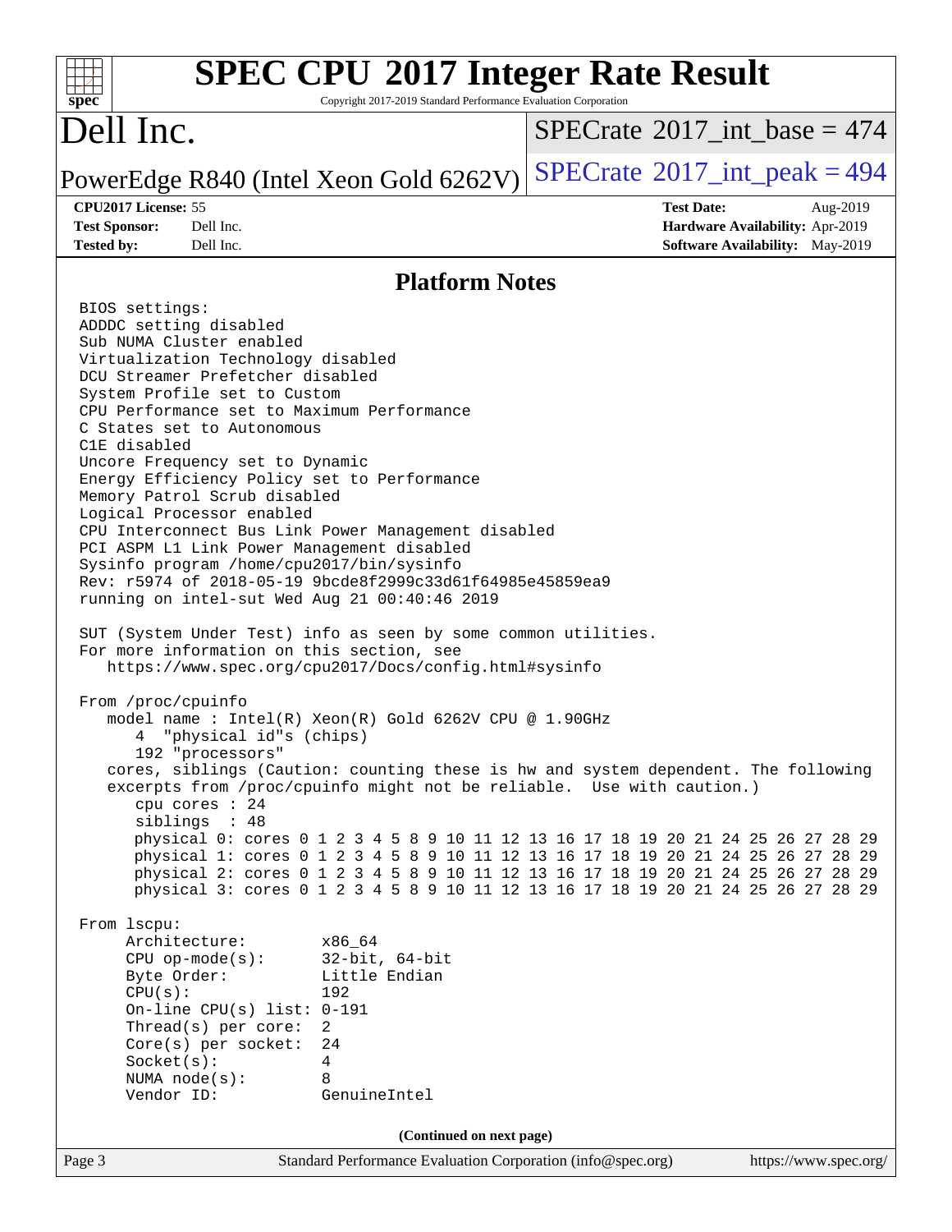## Platform Notes

```
BIOS settings:
ADDDC setting disabled
Sub NUMA Cluster enabled
Virtualization Technology disabled
DCU Streamer Prefetcher disabled
System Profile set to Custom
CPU Performance set to Maximum Performance
C States set to Autonomous
C1E disabled
Uncore Frequency set to Dynamic
Energy Efficiency Policy set to Performance
Memory Patrol Scrub disabled
Logical Processor enabled
CPU Interconnect Bus Link Power Management disabled
PCI ASPM L1 Link Power Management disabled
Sysinfo program /home/cpu2017/bin/sysinfo
Rev: r5974 of 2018-05-19 9bcde8f2999c33d61f64985e45859ea9
running on intel-sut Wed Aug 21 00:40:46 2019

SUT (System Under Test) info as seen by some common utilities.
For more information on this section, see
   https://www.spec.org/cpu2017/Docs/config.html#sysinfo

From /proc/cpuinfo
   model name : Intel(R) Xeon(R) Gold 6262V CPU @ 1.90GHz
      4  "physical id"s (chips)
      192 "processors"
   cores, siblings (Caution: counting these is hw and system dependent. The following
   excerpts from /proc/cpuinfo might not be reliable.  Use with caution.)
      cpu cores : 24
      siblings  : 48
      physical 0: cores 0 1 2 3 4 5 8 9 10 11 12 13 16 17 18 19 20 21 24 25 26 27 28 29
      physical 1: cores 0 1 2 3 4 5 8 9 10 11 12 13 16 17 18 19 20 21 24 25 26 27 28 29
      physical 2: cores 0 1 2 3 4 5 8 9 10 11 12 13 16 17 18 19 20 21 24 25 26 27 28 29
      physical 3: cores 0 1 2 3 4 5 8 9 10 11 12 13 16 17 18 19 20 21 24 25 26 27 28 29

From lscpu:
     Architecture:          x86_64
     CPU op-mode(s):        32-bit, 64-bit
     Byte Order:            Little Endian
     CPU(s):                192
     On-line CPU(s) list:   0-191
     Thread(s) per core:    2
     Core(s) per socket:    24
     Socket(s):             4
     NUMA node(s):          8
     Vendor ID:             GenuineIntel
```

**(Continued on next page)**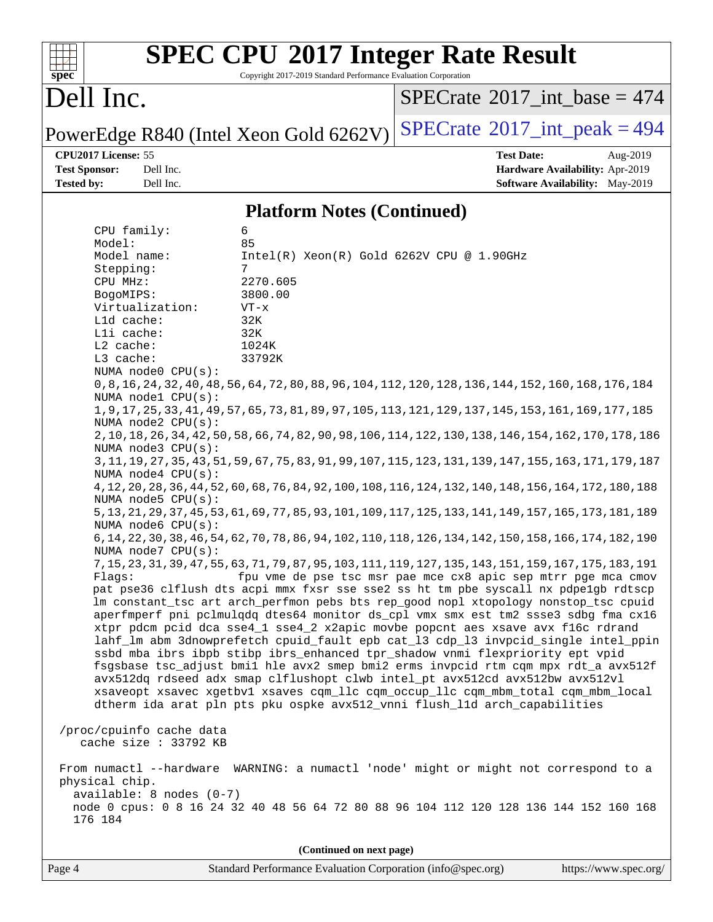# SPEC CPU 2017 Integer Rate Result

Copyright 2017-2019 Standard Performance Evaluation Corporation

## Dell Inc.

PowerEdge R840 (Intel Xeon Gold 6262V)

SPECrate 2017_int_base = 474

SPECrate 2017_int_peak = 494

| | | | |
|---|---|---|---|
| **CPU2017 License:** | 55 | **Test Date:** | Aug-2019 |
| **Test Sponsor:** | Dell Inc. | **Hardware Availability:** | Apr-2019 |
| **Tested by:** | Dell Inc. | **Software Availability:** | May-2019 |

### Platform Notes (Continued)

```
     CPU family:          6
     Model:               85
     Model name:          Intel(R) Xeon(R) Gold 6262V CPU @ 1.90GHz
     Stepping:            7
     CPU MHz:             2270.605
     BogoMIPS:            3800.00
     Virtualization:      VT-x
     L1d cache:           32K
     L1i cache:           32K
     L2 cache:            1024K
     L3 cache:            33792K
     NUMA node0 CPU(s):
     0,8,16,24,32,40,48,56,64,72,80,88,96,104,112,120,128,136,144,152,160,168,176,184
     NUMA node1 CPU(s):
     1,9,17,25,33,41,49,57,65,73,81,89,97,105,113,121,129,137,145,153,161,169,177,185
     NUMA node2 CPU(s):
     2,10,18,26,34,42,50,58,66,74,82,90,98,106,114,122,130,138,146,154,162,170,178,186
     NUMA node3 CPU(s):
     3,11,19,27,35,43,51,59,67,75,83,91,99,107,115,123,131,139,147,155,163,171,179,187
     NUMA node4 CPU(s):
     4,12,20,28,36,44,52,60,68,76,84,92,100,108,116,124,132,140,148,156,164,172,180,188
     NUMA node5 CPU(s):
     5,13,21,29,37,45,53,61,69,77,85,93,101,109,117,125,133,141,149,157,165,173,181,189
     NUMA node6 CPU(s):
     6,14,22,30,38,46,54,62,70,78,86,94,102,110,118,126,134,142,150,158,166,174,182,190
     NUMA node7 CPU(s):
     7,15,23,31,39,47,55,63,71,79,87,95,103,111,119,127,135,143,151,159,167,175,183,191
     Flags:               fpu vme de pse tsc msr pae mce cx8 apic sep mtrr pge mca cmov
     pat pse36 clflush dts acpi mmx fxsr sse sse2 ss ht tm pbe syscall nx pdpe1gb rdtscp
     lm constant_tsc art arch_perfmon pebs bts rep_good nopl xtopology nonstop_tsc cpuid
     aperfmperf pni pclmulqdq dtes64 monitor ds_cpl vmx smx est tm2 ssse3 sdbg fma cx16
     xtpr pdcm pcid dca sse4_1 sse4_2 x2apic movbe popcnt aes xsave avx f16c rdrand
     lahf_lm abm 3dnowprefetch cpuid_fault epb cat_l3 cdp_l3 invpcid_single intel_ppin
     ssbd mba ibrs ibpb stibp ibrs_enhanced tpr_shadow vnmi flexpriority ept vpid
     fsgsbase tsc_adjust bmi1 hle avx2 smep bmi2 erms invpcid rtm cqm mpx rdt_a avx512f
     avx512dq rdseed adx smap clflushopt clwb intel_pt avx512cd avx512bw avx512vl
     xsaveopt xsavec xgetbv1 xsaves cqm_llc cqm_occup_llc cqm_mbm_total cqm_mbm_local
     dtherm ida arat pln pts pku ospke avx512_vnni flush_l1d arch_capabilities

 /proc/cpuinfo cache data
    cache size : 33792 KB

 From numactl --hardware  WARNING: a numactl 'node' might or might not correspond to a
 physical chip.
   available: 8 nodes (0-7)
   node 0 cpus: 0 8 16 24 32 40 48 56 64 72 80 88 96 104 112 120 128 136 144 152 160 168
   176 184
```

**(Continued on next page)**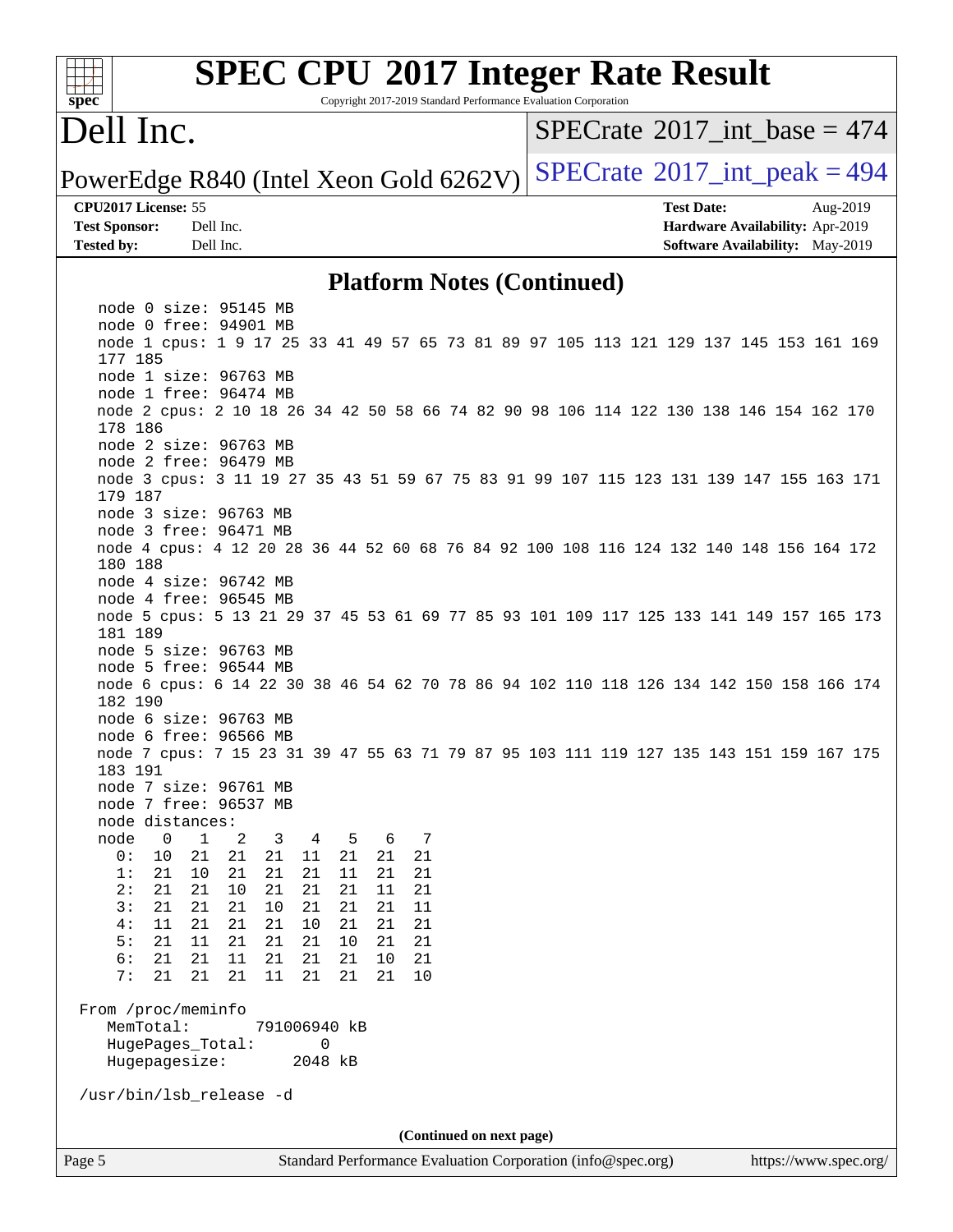## Platform Notes (Continued)

```
  node 0 size: 95145 MB
  node 0 free: 94901 MB
  node 1 cpus: 1 9 17 25 33 41 49 57 65 73 81 89 97 105 113 121 129 137 145 153 161 169
  177 185
  node 1 size: 96763 MB
  node 1 free: 96474 MB
  node 2 cpus: 2 10 18 26 34 42 50 58 66 74 82 90 98 106 114 122 130 138 146 154 162 170
  178 186
  node 2 size: 96763 MB
  node 2 free: 96479 MB
  node 3 cpus: 3 11 19 27 35 43 51 59 67 75 83 91 99 107 115 123 131 139 147 155 163 171
  179 187
  node 3 size: 96763 MB
  node 3 free: 96471 MB
  node 4 cpus: 4 12 20 28 36 44 52 60 68 76 84 92 100 108 116 124 132 140 148 156 164 172
  180 188
  node 4 size: 96742 MB
  node 4 free: 96545 MB
  node 5 cpus: 5 13 21 29 37 45 53 61 69 77 85 93 101 109 117 125 133 141 149 157 165 173
  181 189
  node 5 size: 96763 MB
  node 5 free: 96544 MB
  node 6 cpus: 6 14 22 30 38 46 54 62 70 78 86 94 102 110 118 126 134 142 150 158 166 174
  182 190
  node 6 size: 96763 MB
  node 6 free: 96566 MB
  node 7 cpus: 7 15 23 31 39 47 55 63 71 79 87 95 103 111 119 127 135 143 151 159 167 175
  183 191
  node 7 size: 96761 MB
  node 7 free: 96537 MB
  node distances:
  node   0   1   2   3   4   5   6   7
    0:  10  21  21  21  11  21  21  21
    1:  21  10  21  21  21  11  21  21
    2:  21  21  10  21  21  21  11  21
    3:  21  21  21  10  21  21  21  11
    4:  11  21  21  21  10  21  21  21
    5:  21  11  21  21  21  10  21  21
    6:  21  21  11  21  21  21  10  21
    7:  21  21  21  11  21  21  21  10

From /proc/meminfo
   MemTotal:       791006940 kB
   HugePages_Total:       0
   Hugepagesize:       2048 kB

/usr/bin/lsb_release -d
```

(Continued on next page)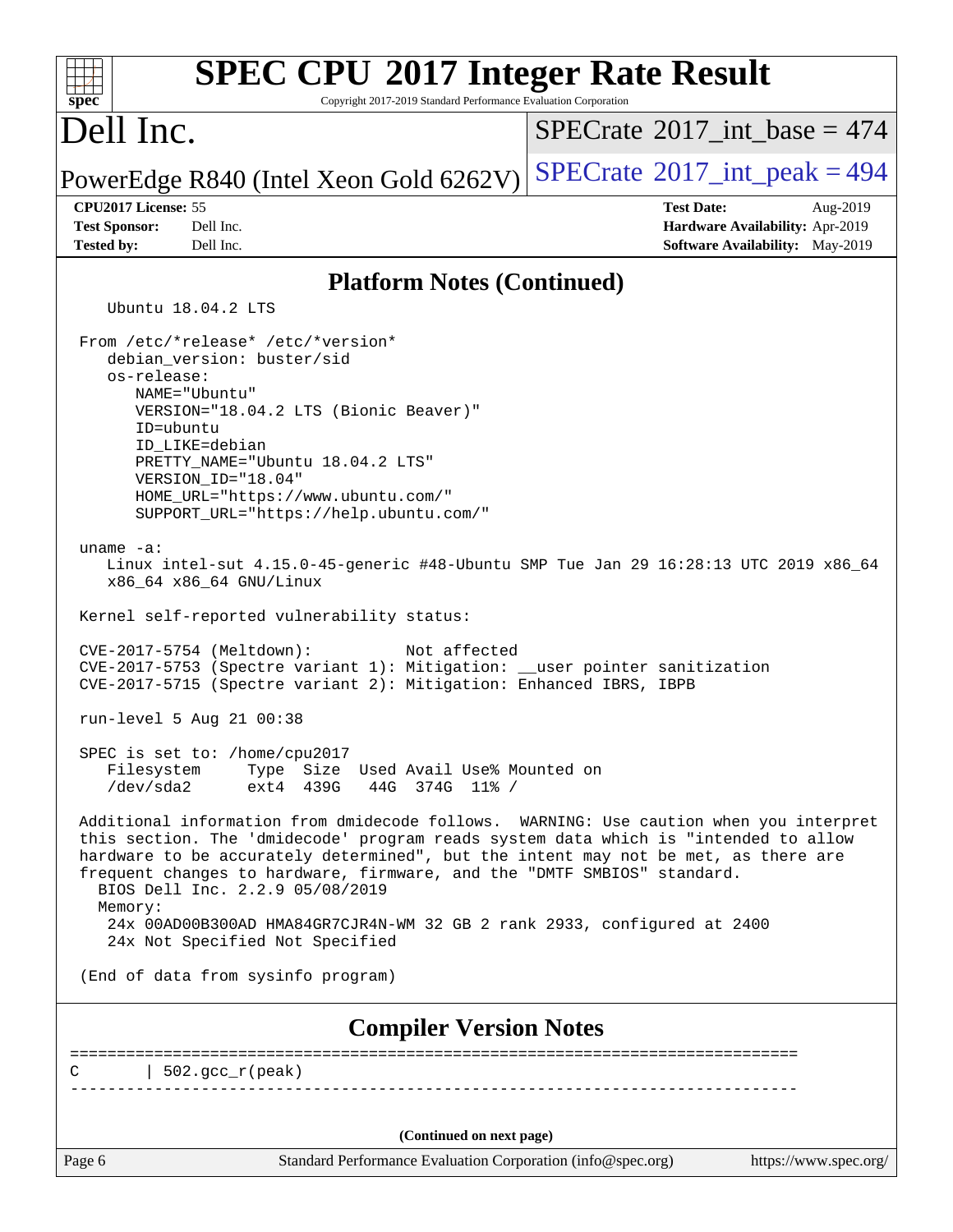## Platform Notes (Continued)

```
   Ubuntu 18.04.2 LTS

From /etc/*release* /etc/*version*
   debian_version: buster/sid
   os-release:
      NAME="Ubuntu"
      VERSION="18.04.2 LTS (Bionic Beaver)"
      ID=ubuntu
      ID_LIKE=debian
      PRETTY_NAME="Ubuntu 18.04.2 LTS"
      VERSION_ID="18.04"
      HOME_URL="https://www.ubuntu.com/"
      SUPPORT_URL="https://help.ubuntu.com/"

uname -a:
   Linux intel-sut 4.15.0-45-generic #48-Ubuntu SMP Tue Jan 29 16:28:13 UTC 2019 x86_64
   x86_64 x86_64 GNU/Linux

Kernel self-reported vulnerability status:

CVE-2017-5754 (Meltdown):          Not affected
CVE-2017-5753 (Spectre variant 1): Mitigation: __user pointer sanitization
CVE-2017-5715 (Spectre variant 2): Mitigation: Enhanced IBRS, IBPB

run-level 5 Aug 21 00:38

SPEC is set to: /home/cpu2017
   Filesystem     Type  Size  Used Avail Use% Mounted on
   /dev/sda2      ext4  439G   44G  374G  11% /

Additional information from dmidecode follows.  WARNING: Use caution when you interpret
this section. The 'dmidecode' program reads system data which is "intended to allow
hardware to be accurately determined", but the intent may not be met, as there are
frequent changes to hardware, firmware, and the "DMTF SMBIOS" standard.
  BIOS Dell Inc. 2.2.9 05/08/2019
  Memory:
   24x 00AD00B300AD HMA84GR7CJR4N-WM 32 GB 2 rank 2933, configured at 2400
   24x Not Specified Not Specified

(End of data from sysinfo program)
```

## Compiler Version Notes

```
==============================================================================
C       | 502.gcc_r(peak)
------------------------------------------------------------------------------
```

(Continued on next page)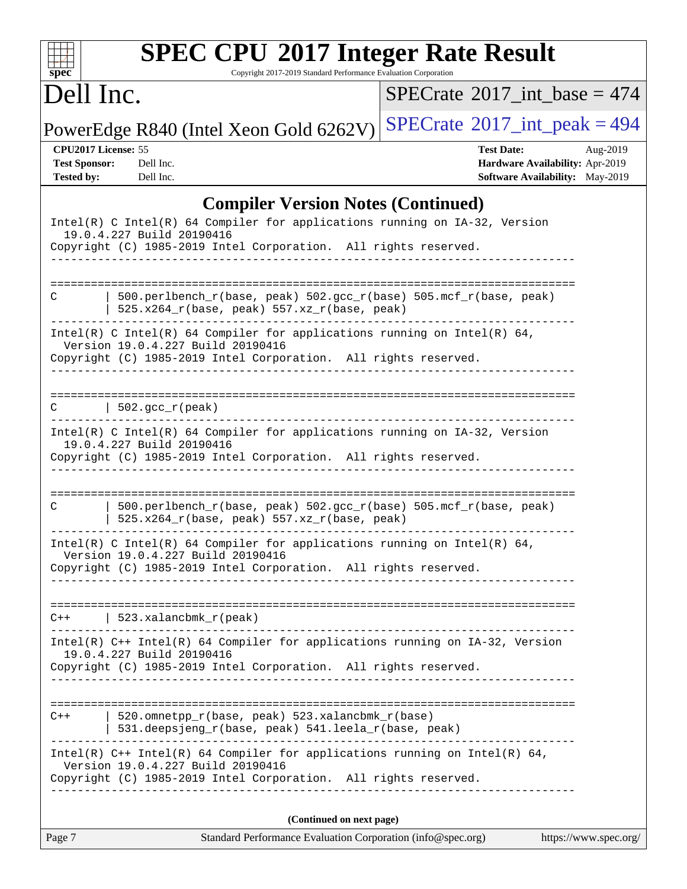# SPEC CPU 2017 Integer Rate Result

Copyright 2017-2019 Standard Performance Evaluation Corporation

## Dell Inc.

PowerEdge R840 (Intel Xeon Gold 6262V)

SPECrate 2017_int_base = 474

SPECrate 2017_int_peak = 494

**CPU2017 License:** 55
**Test Sponsor:** Dell Inc.
**Tested by:** Dell Inc.

**Test Date:** Aug-2019
**Hardware Availability:** Apr-2019
**Software Availability:** May-2019

### Compiler Version Notes (Continued)

```
Intel(R) C Intel(R) 64 Compiler for applications running on IA-32, Version
  19.0.4.227 Build 20190416
Copyright (C) 1985-2019 Intel Corporation.  All rights reserved.
------------------------------------------------------------------------------

==============================================================================
C       | 500.perlbench_r(base, peak) 502.gcc_r(base) 505.mcf_r(base, peak)
        | 525.x264_r(base, peak) 557.xz_r(base, peak)
------------------------------------------------------------------------------
Intel(R) C Intel(R) 64 Compiler for applications running on Intel(R) 64,
  Version 19.0.4.227 Build 20190416
Copyright (C) 1985-2019 Intel Corporation.  All rights reserved.
------------------------------------------------------------------------------

==============================================================================
C       | 502.gcc_r(peak)
------------------------------------------------------------------------------
Intel(R) C Intel(R) 64 Compiler for applications running on IA-32, Version
  19.0.4.227 Build 20190416
Copyright (C) 1985-2019 Intel Corporation.  All rights reserved.
------------------------------------------------------------------------------

==============================================================================
C       | 500.perlbench_r(base, peak) 502.gcc_r(base) 505.mcf_r(base, peak)
        | 525.x264_r(base, peak) 557.xz_r(base, peak)
------------------------------------------------------------------------------
Intel(R) C Intel(R) 64 Compiler for applications running on Intel(R) 64,
  Version 19.0.4.227 Build 20190416
Copyright (C) 1985-2019 Intel Corporation.  All rights reserved.
------------------------------------------------------------------------------

==============================================================================
C++     | 523.xalancbmk_r(peak)
------------------------------------------------------------------------------
Intel(R) C++ Intel(R) 64 Compiler for applications running on IA-32, Version
  19.0.4.227 Build 20190416
Copyright (C) 1985-2019 Intel Corporation.  All rights reserved.
------------------------------------------------------------------------------

==============================================================================
C++     | 520.omnetpp_r(base, peak) 523.xalancbmk_r(base)
        | 531.deepsjeng_r(base, peak) 541.leela_r(base, peak)
------------------------------------------------------------------------------
Intel(R) C++ Intel(R) 64 Compiler for applications running on Intel(R) 64,
  Version 19.0.4.227 Build 20190416
Copyright (C) 1985-2019 Intel Corporation.  All rights reserved.
------------------------------------------------------------------------------
```

**(Continued on next page)**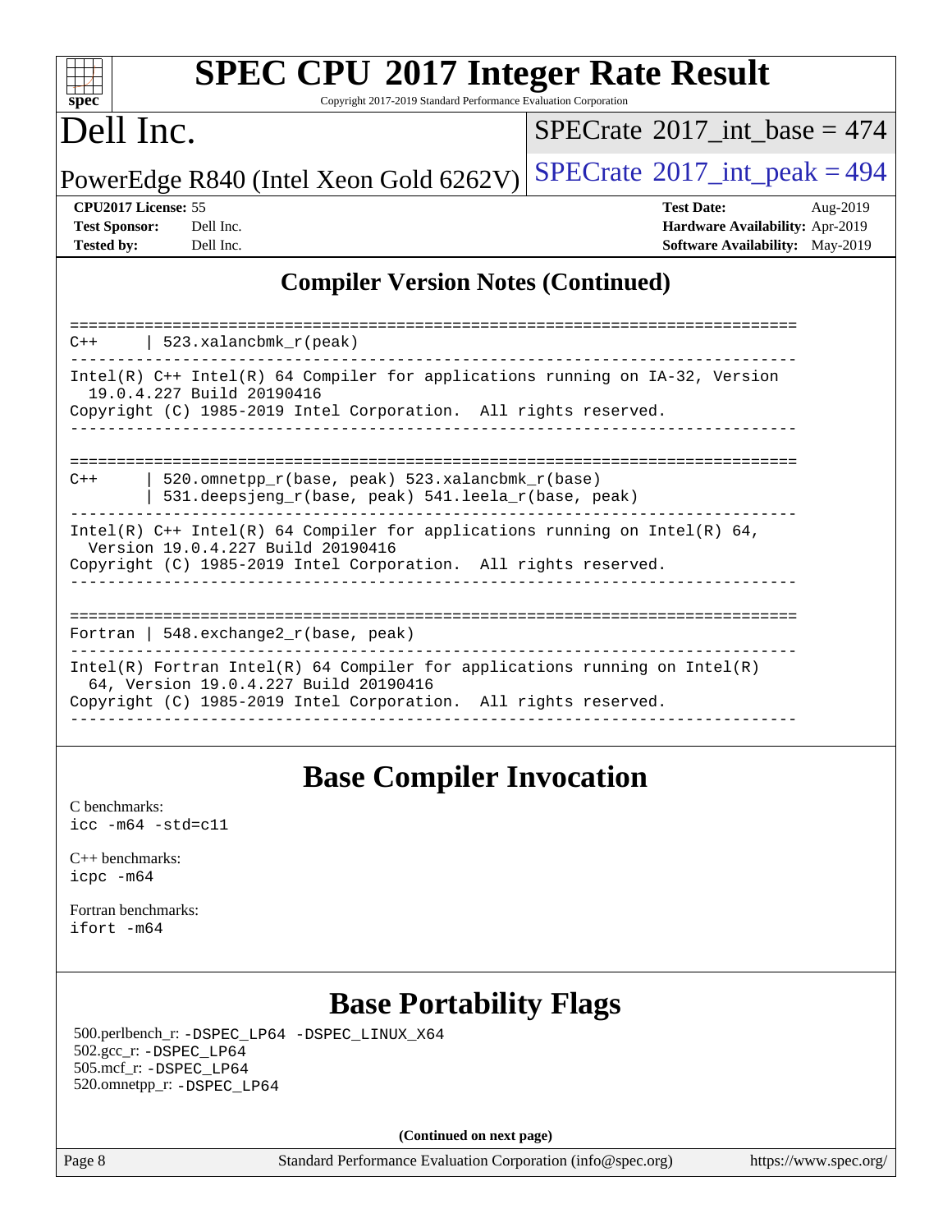## Compiler Version Notes (Continued)

```
==============================================================================
C++     | 523.xalancbmk_r(peak)
------------------------------------------------------------------------------
Intel(R) C++ Intel(R) 64 Compiler for applications running on IA-32, Version
  19.0.4.227 Build 20190416
Copyright (C) 1985-2019 Intel Corporation.  All rights reserved.
------------------------------------------------------------------------------

==============================================================================
C++     | 520.omnetpp_r(base, peak) 523.xalancbmk_r(base)
        | 531.deepsjeng_r(base, peak) 541.leela_r(base, peak)
------------------------------------------------------------------------------
Intel(R) C++ Intel(R) 64 Compiler for applications running on Intel(R) 64,
  Version 19.0.4.227 Build 20190416
Copyright (C) 1985-2019 Intel Corporation.  All rights reserved.
------------------------------------------------------------------------------

==============================================================================
Fortran | 548.exchange2_r(base, peak)
------------------------------------------------------------------------------
Intel(R) Fortran Intel(R) 64 Compiler for applications running on Intel(R)
  64, Version 19.0.4.227 Build 20190416
Copyright (C) 1985-2019 Intel Corporation.  All rights reserved.
------------------------------------------------------------------------------
```

## Base Compiler Invocation

C benchmarks:
`icc -m64 -std=c11`

C++ benchmarks:
`icpc -m64`

Fortran benchmarks:
`ifort -m64`

## Base Portability Flags

500.perlbench_r: `-DSPEC_LP64 -DSPEC_LINUX_X64`
502.gcc_r: `-DSPEC_LP64`
505.mcf_r: `-DSPEC_LP64`
520.omnetpp_r: `-DSPEC_LP64`

**(Continued on next page)**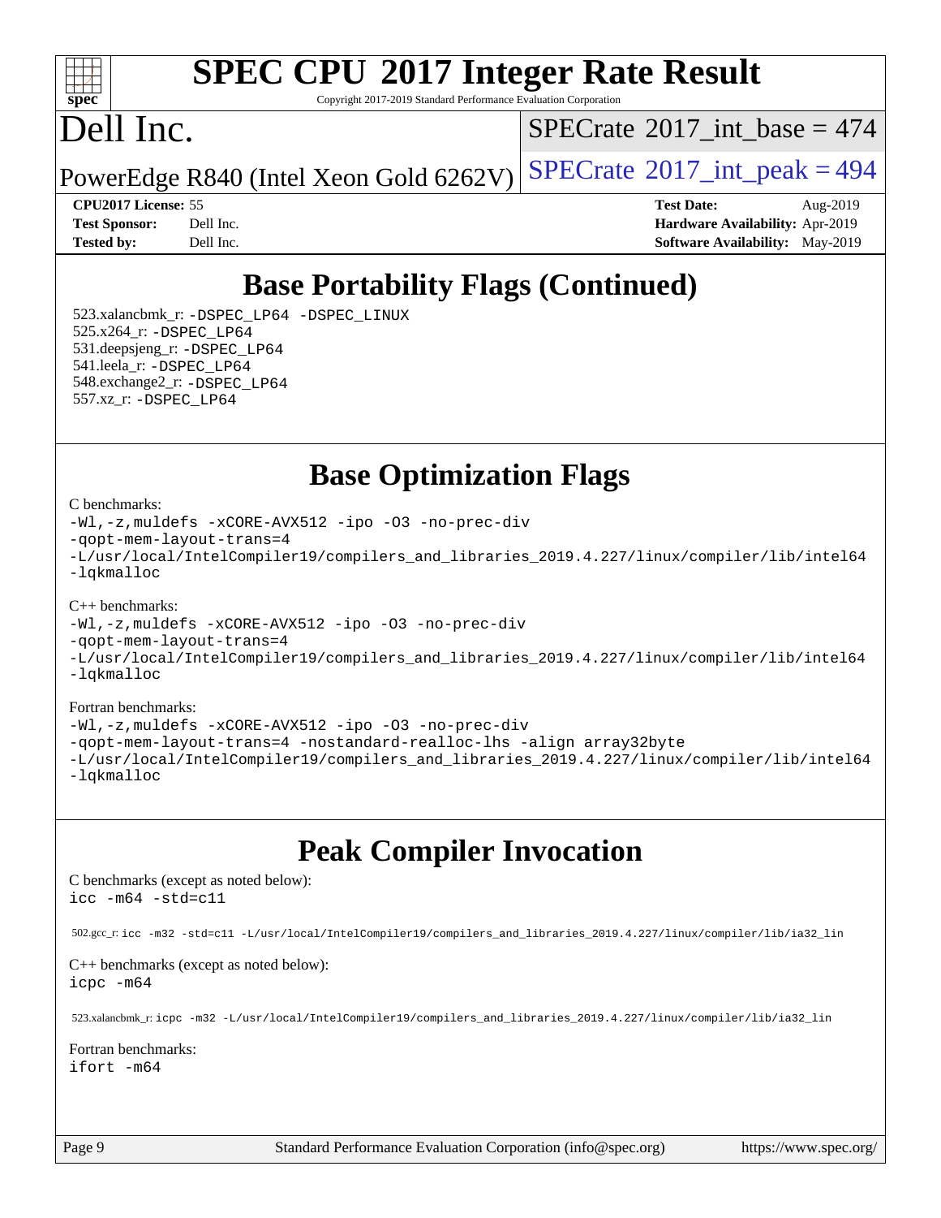# SPEC CPU 2017 Integer Rate Result

Copyright 2017-2019 Standard Performance Evaluation Corporation

# Dell Inc.

PowerEdge R840 (Intel Xeon Gold 6262V)

SPECrate 2017_int_base = 474

SPECrate 2017_int_peak = 494

| | | | |
|---|---|---|---|
| **CPU2017 License:** | 55 | **Test Date:** | Aug-2019 |
| **Test Sponsor:** | Dell Inc. | **Hardware Availability:** | Apr-2019 |
| **Tested by:** | Dell Inc. | **Software Availability:** | May-2019 |

## Base Portability Flags (Continued)

523.xalancbmk_r: `-DSPEC_LP64 -DSPEC_LINUX`
525.x264_r: `-DSPEC_LP64`
531.deepsjeng_r: `-DSPEC_LP64`
541.leela_r: `-DSPEC_LP64`
548.exchange2_r: `-DSPEC_LP64`
557.xz_r: `-DSPEC_LP64`

## Base Optimization Flags

C benchmarks:

```
-Wl,-z,muldefs -xCORE-AVX512 -ipo -O3 -no-prec-div
-qopt-mem-layout-trans=4
-L/usr/local/IntelCompiler19/compilers_and_libraries_2019.4.227/linux/compiler/lib/intel64
-lqkmalloc
```

C++ benchmarks:

```
-Wl,-z,muldefs -xCORE-AVX512 -ipo -O3 -no-prec-div
-qopt-mem-layout-trans=4
-L/usr/local/IntelCompiler19/compilers_and_libraries_2019.4.227/linux/compiler/lib/intel64
-lqkmalloc
```

Fortran benchmarks:

```
-Wl,-z,muldefs -xCORE-AVX512 -ipo -O3 -no-prec-div
-qopt-mem-layout-trans=4 -nostandard-realloc-lhs -align array32byte
-L/usr/local/IntelCompiler19/compilers_and_libraries_2019.4.227/linux/compiler/lib/intel64
-lqkmalloc
```

## Peak Compiler Invocation

C benchmarks (except as noted below):

```
icc -m64 -std=c11
```

502.gcc_r: `icc -m32 -std=c11 -L/usr/local/IntelCompiler19/compilers_and_libraries_2019.4.227/linux/compiler/lib/ia32_lin`

C++ benchmarks (except as noted below):

```
icpc -m64
```

523.xalancbmk_r: `icpc -m32 -L/usr/local/IntelCompiler19/compilers_and_libraries_2019.4.227/linux/compiler/lib/ia32_lin`

Fortran benchmarks:

```
ifort -m64
```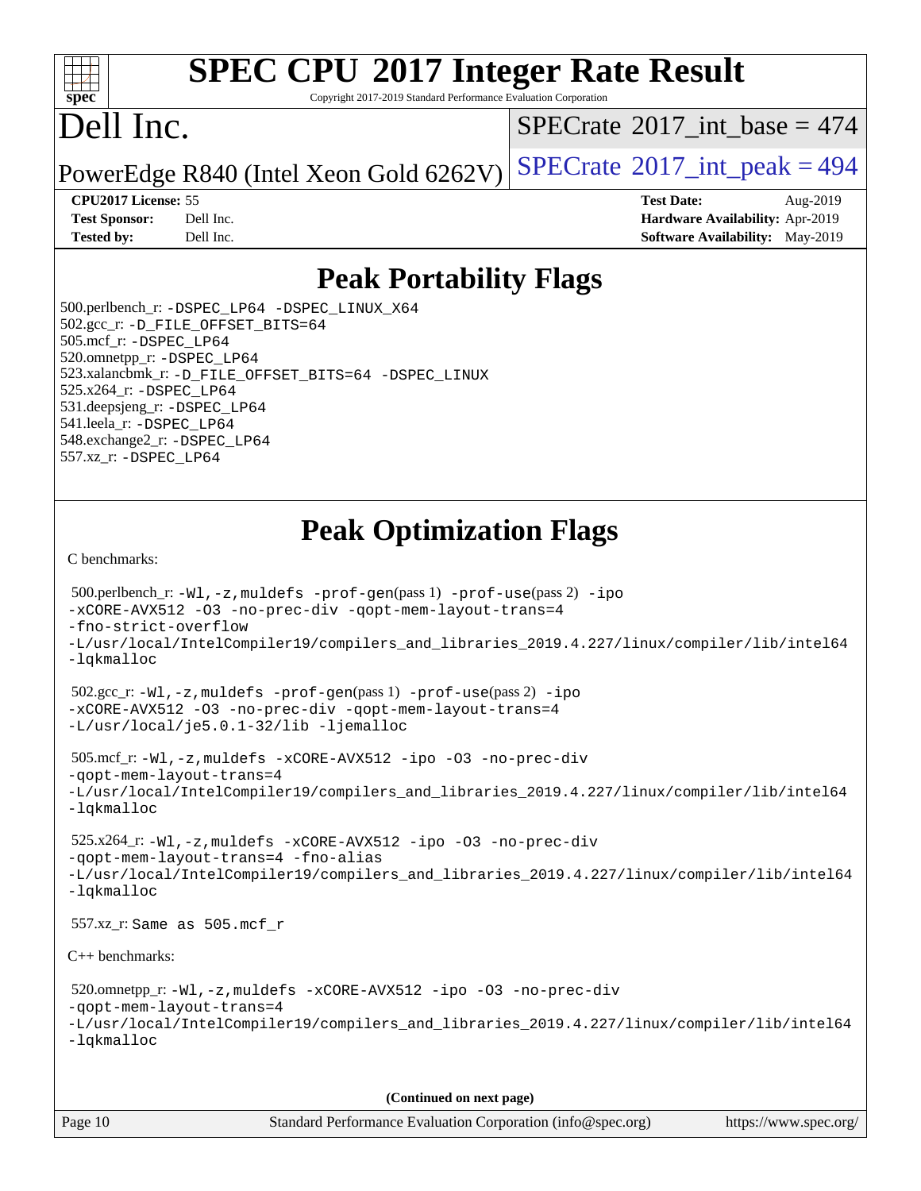# SPEC CPU 2017 Integer Rate Result

Copyright 2017-2019 Standard Performance Evaluation Corporation

# Dell Inc.

PowerEdge R840 (Intel Xeon Gold 6262V)

SPECrate 2017_int_base = 474

SPECrate 2017_int_peak = 494

**CPU2017 License:** 55
**Test Sponsor:** Dell Inc.
**Tested by:** Dell Inc.

**Test Date:** Aug-2019
**Hardware Availability:** Apr-2019
**Software Availability:** May-2019

## Peak Portability Flags

500.perlbench_r: -DSPEC_LP64 -DSPEC_LINUX_X64
502.gcc_r: -D_FILE_OFFSET_BITS=64
505.mcf_r: -DSPEC_LP64
520.omnetpp_r: -DSPEC_LP64
523.xalancbmk_r: -D_FILE_OFFSET_BITS=64 -DSPEC_LINUX
525.x264_r: -DSPEC_LP64
531.deepsjeng_r: -DSPEC_LP64
541.leela_r: -DSPEC_LP64
548.exchange2_r: -DSPEC_LP64
557.xz_r: -DSPEC_LP64

## Peak Optimization Flags

C benchmarks:

500.perlbench_r: -Wl,-z,muldefs -prof-gen(pass 1) -prof-use(pass 2) -ipo -xCORE-AVX512 -O3 -no-prec-div -qopt-mem-layout-trans=4 -fno-strict-overflow -L/usr/local/IntelCompiler19/compilers_and_libraries_2019.4.227/linux/compiler/lib/intel64 -lqkmalloc

502.gcc_r: -Wl,-z,muldefs -prof-gen(pass 1) -prof-use(pass 2) -ipo -xCORE-AVX512 -O3 -no-prec-div -qopt-mem-layout-trans=4 -L/usr/local/je5.0.1-32/lib -ljemalloc

505.mcf_r: -Wl,-z,muldefs -xCORE-AVX512 -ipo -O3 -no-prec-div -qopt-mem-layout-trans=4 -L/usr/local/IntelCompiler19/compilers_and_libraries_2019.4.227/linux/compiler/lib/intel64 -lqkmalloc

525.x264_r: -Wl,-z,muldefs -xCORE-AVX512 -ipo -O3 -no-prec-div -qopt-mem-layout-trans=4 -fno-alias -L/usr/local/IntelCompiler19/compilers_and_libraries_2019.4.227/linux/compiler/lib/intel64 -lqkmalloc

557.xz_r: Same as 505.mcf_r

C++ benchmarks:

520.omnetpp_r: -Wl,-z,muldefs -xCORE-AVX512 -ipo -O3 -no-prec-div -qopt-mem-layout-trans=4 -L/usr/local/IntelCompiler19/compilers_and_libraries_2019.4.227/linux/compiler/lib/intel64 -lqkmalloc

(Continued on next page)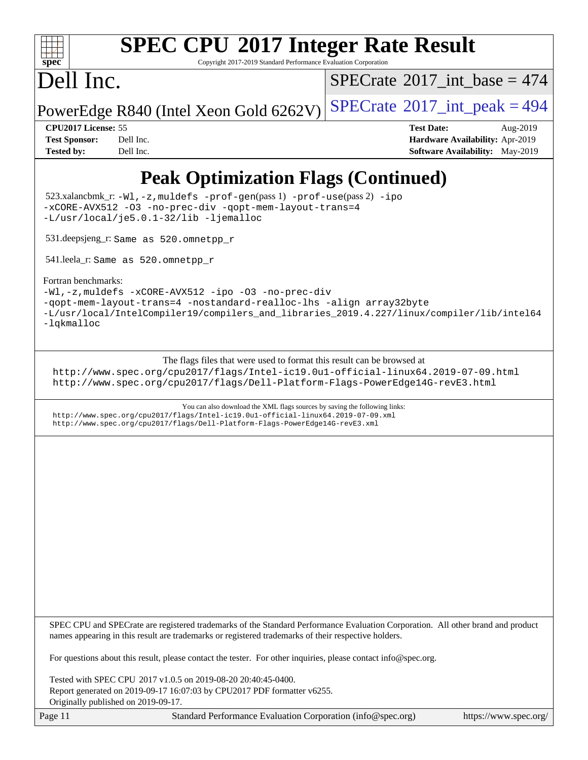# Peak Optimization Flags (Continued)

523.xalancbmk_r: -Wl,-z,muldefs -prof-gen(pass 1) -prof-use(pass 2) -ipo -xCORE-AVX512 -O3 -no-prec-div -qopt-mem-layout-trans=4 -L/usr/local/je5.0.1-32/lib -ljemalloc

531.deepsjeng_r: Same as 520.omnetpp_r

541.leela_r: Same as 520.omnetpp_r

Fortran benchmarks:

-Wl,-z,muldefs -xCORE-AVX512 -ipo -O3 -no-prec-div -qopt-mem-layout-trans=4 -nostandard-realloc-lhs -align array32byte -L/usr/local/IntelCompiler19/compilers_and_libraries_2019.4.227/linux/compiler/lib/intel64 -lqkmalloc

The flags files that were used to format this result can be browsed at

http://www.spec.org/cpu2017/flags/Intel-ic19.0u1-official-linux64.2019-07-09.html
http://www.spec.org/cpu2017/flags/Dell-Platform-Flags-PowerEdge14G-revE3.html

You can also download the XML flags sources by saving the following links:

http://www.spec.org/cpu2017/flags/Intel-ic19.0u1-official-linux64.2019-07-09.xml
http://www.spec.org/cpu2017/flags/Dell-Platform-Flags-PowerEdge14G-revE3.xml

SPEC CPU and SPECrate are registered trademarks of the Standard Performance Evaluation Corporation. All other brand and product names appearing in this result are trademarks or registered trademarks of their respective holders.

For questions about this result, please contact the tester. For other inquiries, please contact info@spec.org.

Tested with SPEC CPU 2017 v1.0.5 on 2019-08-20 20:40:45-0400.
Report generated on 2019-09-17 16:07:03 by CPU2017 PDF formatter v6255.
Originally published on 2019-09-17.